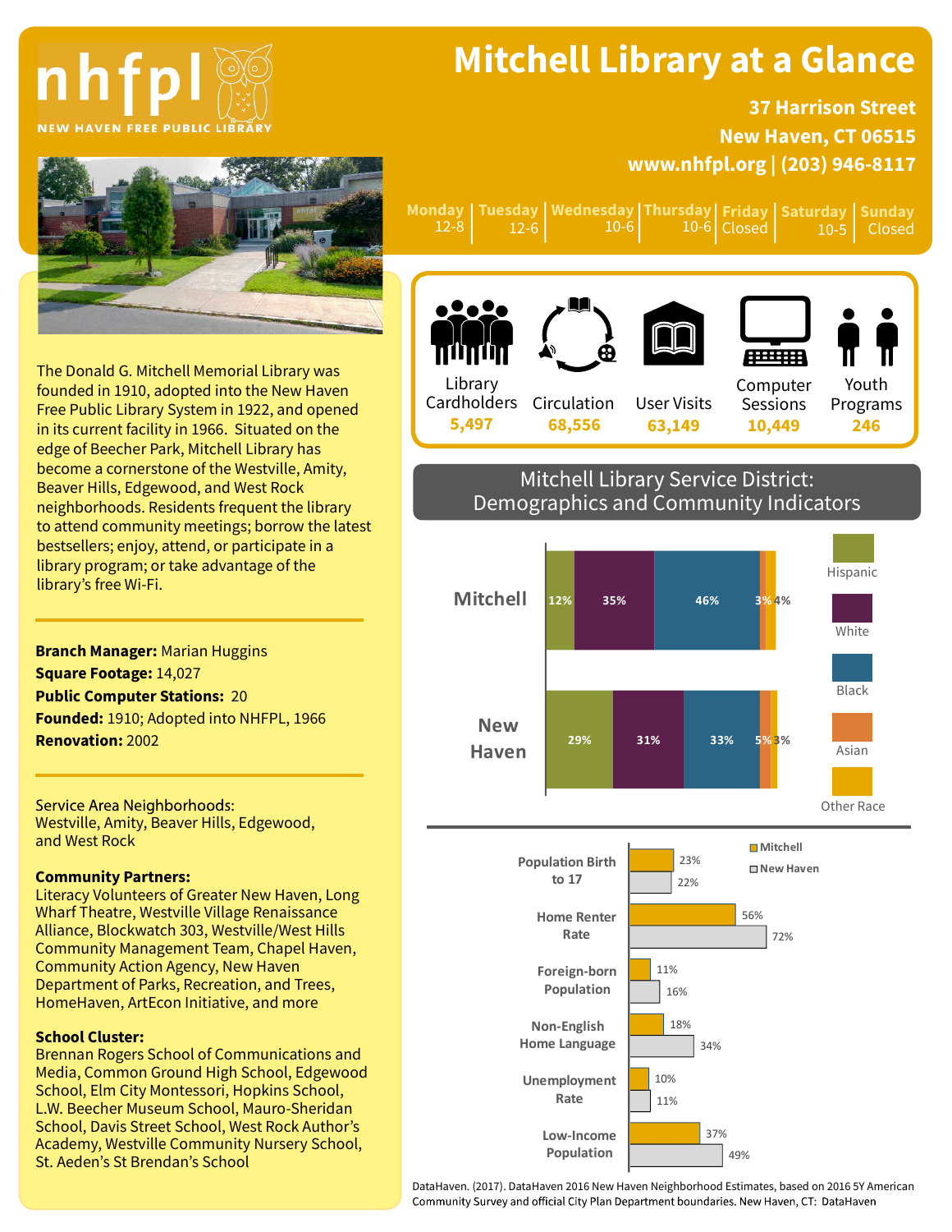# Mitchell Library at a Glance

nhfpl — NEW HAVEN FREE PUBLIC LIBRARY

**37 Harrison Street**
**New Haven, CT 06515**
**www.nhfpl.org | (203) 946-8117**

| Monday | Tuesday | Wednesday | Thursday | Friday | Saturday | Sunday |
|---|---|---|---|---|---|---|
| 12-8 | 12-6 | 10-6 | 10-6 | Closed | 10-5 | Closed |

The Donald G. Mitchell Memorial Library was founded in 1910, adopted into the New Haven Free Public Library System in 1922, and opened in its current facility in 1966. Situated on the edge of Beecher Park, Mitchell Library has become a cornerstone of the Westville, Amity, Beaver Hills, Edgewood, and West Rock neighborhoods. Residents frequent the library to attend community meetings; borrow the latest bestsellers; enjoy, attend, or participate in a library program; or take advantage of the library's free Wi-Fi.

**Branch Manager:** Marian Huggins
**Square Footage:** 14,027
**Public Computer Stations:** 20
**Founded:** 1910; Adopted into NHFPL, 1966
**Renovation:** 2002

Service Area Neighborhoods:
Westville, Amity, Beaver Hills, Edgewood, and West Rock

**Community Partners:**
Literacy Volunteers of Greater New Haven, Long Wharf Theatre, Westville Village Renaissance Alliance, Blockwatch 303, Westville/West Hills Community Management Team, Chapel Haven, Community Action Agency, New Haven Department of Parks, Recreation, and Trees, HomeHaven, ArtEcon Initiative, and more

**School Cluster:**
Brennan Rogers School of Communications and Media, Common Ground High School, Edgewood School, Elm City Montessori, Hopkins School, L.W. Beecher Museum School, Mauro-Sheridan School, Davis Street School, West Rock Author's Academy, Westville Community Nursery School, St. Aeden's St Brendan's School

| Library Cardholders | Circulation | User Visits | Computer Sessions | Youth Programs |
|---|---|---|---|---|
| 5,497 | 68,556 | 63,149 | 10,449 | 246 |

## Mitchell Library Service District: Demographics and Community Indicators

| | Hispanic | White | Black | Asian | Other Race |
|---|---|---|---|---|---|
| Mitchell | 12% | 35% | 46% | 3% | 4% |
| New Haven | 29% | 31% | 33% | 5% | 3% |

| Indicator | Mitchell | New Haven |
|---|---|---|
| Population Birth to 17 | 23% | 22% |
| Home Renter Rate | 56% | 72% |
| Foreign-born Population | 11% | 16% |
| Non-English Home Language | 18% | 34% |
| Unemployment Rate | 10% | 11% |
| Low-Income Population | 37% | 49% |

DataHaven. (2017). DataHaven 2016 New Haven Neighborhood Estimates, based on 2016 5Y American Community Survey and official City Plan Department boundaries. New Haven, CT: DataHaven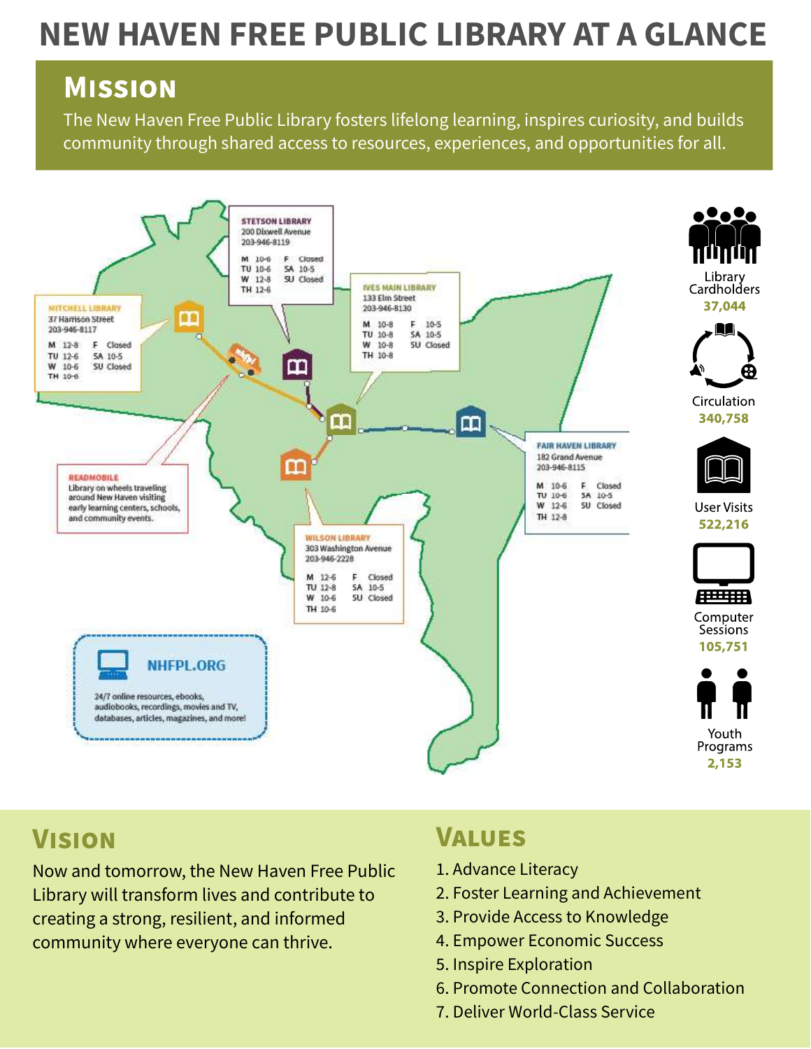# NEW HAVEN FREE PUBLIC LIBRARY AT A GLANCE

## Mission

The New Haven Free Public Library fosters lifelong learning, inspires curiosity, and builds community through shared access to resources, experiences, and opportunities for all.

**STETSON LIBRARY**
200 Dixwell Avenue
203-946-8119

M 10-6 F Closed
TU 10-6 SA 10-5
W 12-8 SU Closed
TH 12-6

**MITCHELL LIBRARY**
37 Harrison Street
203-946-8117

M 12-8 F Closed
TU 12-6 SA 10-5
W 10-6 SU Closed
TH 10-6

**IVES MAIN LIBRARY**
133 Elm Street
203-946-8130

M 10-8 F 10-5
TU 10-8 SA 10-5
W 10-8 SU Closed
TH 10-8

**READMOBILE**
Library on wheels traveling around New Haven visiting early learning centers, schools, and community events.

**FAIR HAVEN LIBRARY**
182 Grand Avenue
203-946-8115

M 10-6 F Closed
TU 10-6 SA 10-5
W 12-6 SU Closed
TH 12-8

**WILSON LIBRARY**
303 Washington Avenue
203-946-2228

M 12-6 F Closed
TU 12-8 SA 10-5
W 10-6 SU Closed
TH 10-6

**NHFPL.ORG**

24/7 online resources, ebooks, audiobooks, recordings, movies and TV, databases, articles, magazines, and more!

Library Cardholders
**37,044**

Circulation
**340,758**

User Visits
**522,216**

Computer Sessions
**105,751**

Youth Programs
**2,153**

## Vision

Now and tomorrow, the New Haven Free Public Library will transform lives and contribute to creating a strong, resilient, and informed community where everyone can thrive.

## Values

1. Advance Literacy
2. Foster Learning and Achievement
3. Provide Access to Knowledge
4. Empower Economic Success
5. Inspire Exploration
6. Promote Connection and Collaboration
7. Deliver World-Class Service